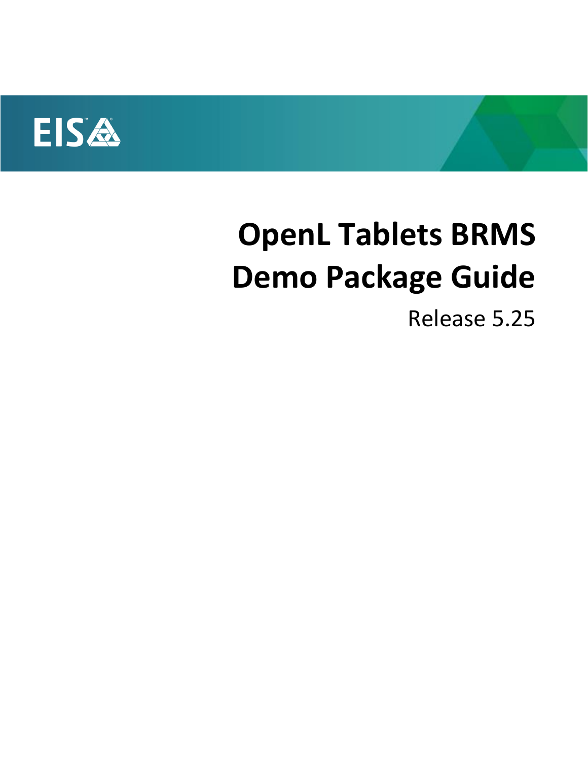EIS

# OpenL Tablets BRMS Demo Package Guide

Release 5.25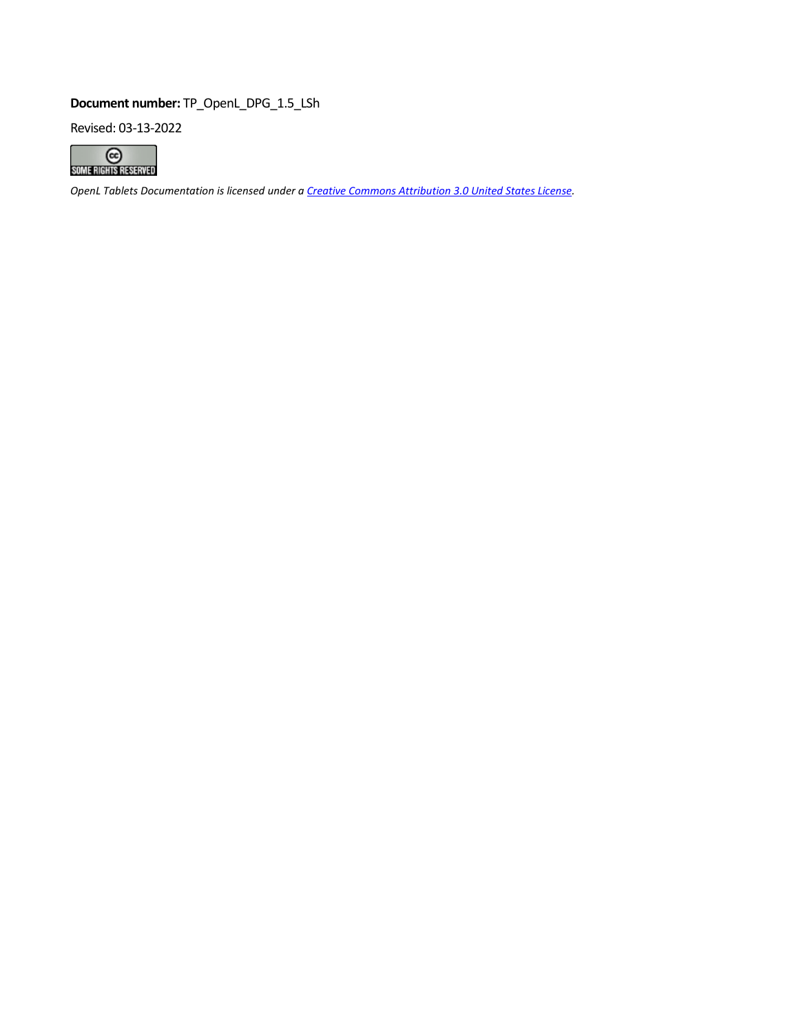**Document number:** TP_OpenL_DPG_1.5_LSh

Revised: 03-13-2022

*OpenL Tablets Documentation is licensed under a [Creative Commons Attribution 3.0 United States License](http://creativecommons.org/licenses/by/3.0/us/).*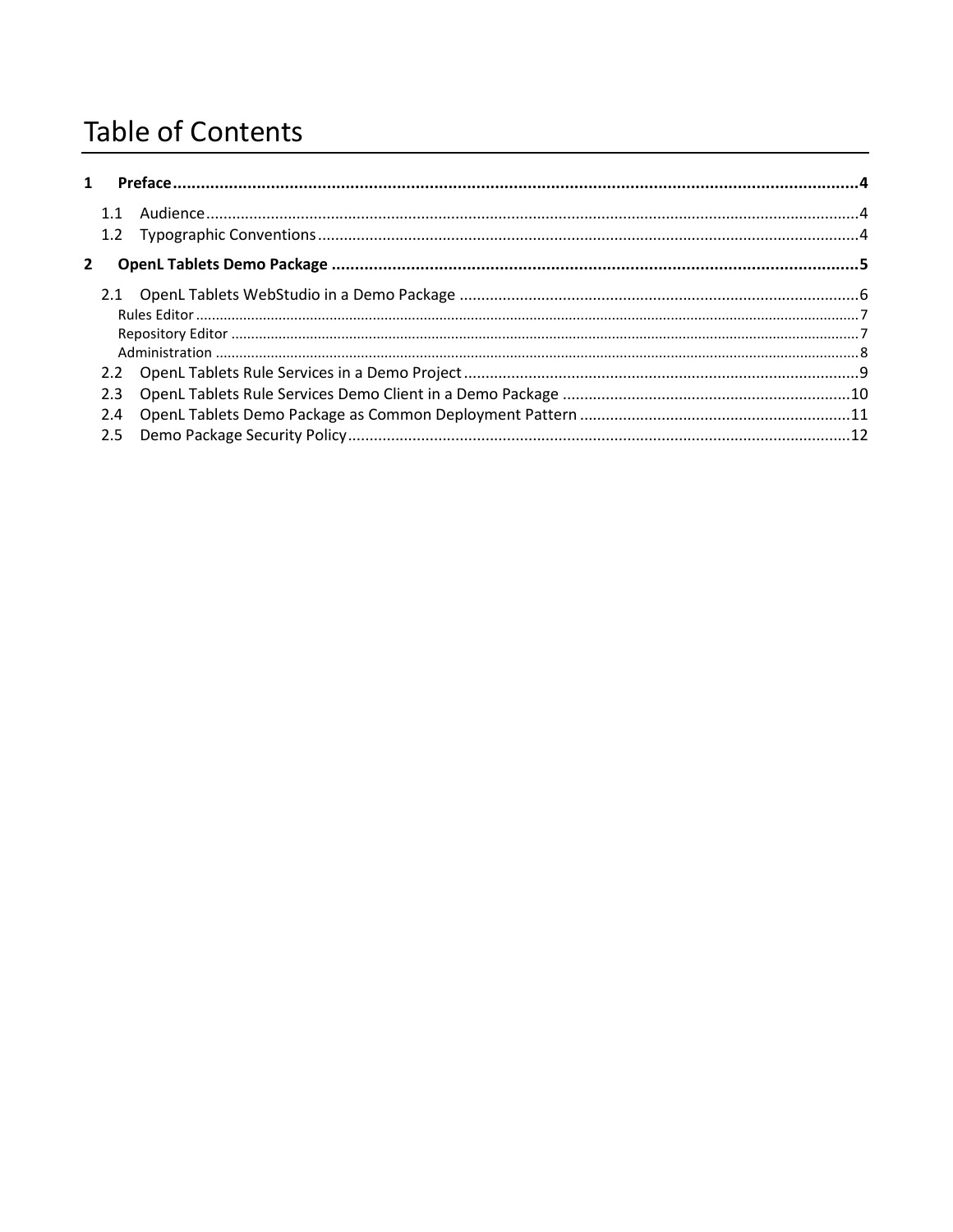# Table of Contents

**1 Preface....................................................4**

- 1.1 Audience....................................................4
- 1.2 Typographic Conventions....................................................4

**2 OpenL Tablets Demo Package....................................................5**

- 2.1 OpenL Tablets WebStudio in a Demo Package....................................................6
  - Rules Editor....................................................7
  - Repository Editor....................................................7
  - Administration....................................................8
- 2.2 OpenL Tablets Rule Services in a Demo Project....................................................9
- 2.3 OpenL Tablets Rule Services Demo Client in a Demo Package....................................................10
- 2.4 OpenL Tablets Demo Package as Common Deployment Pattern....................................................11
- 2.5 Demo Package Security Policy....................................................12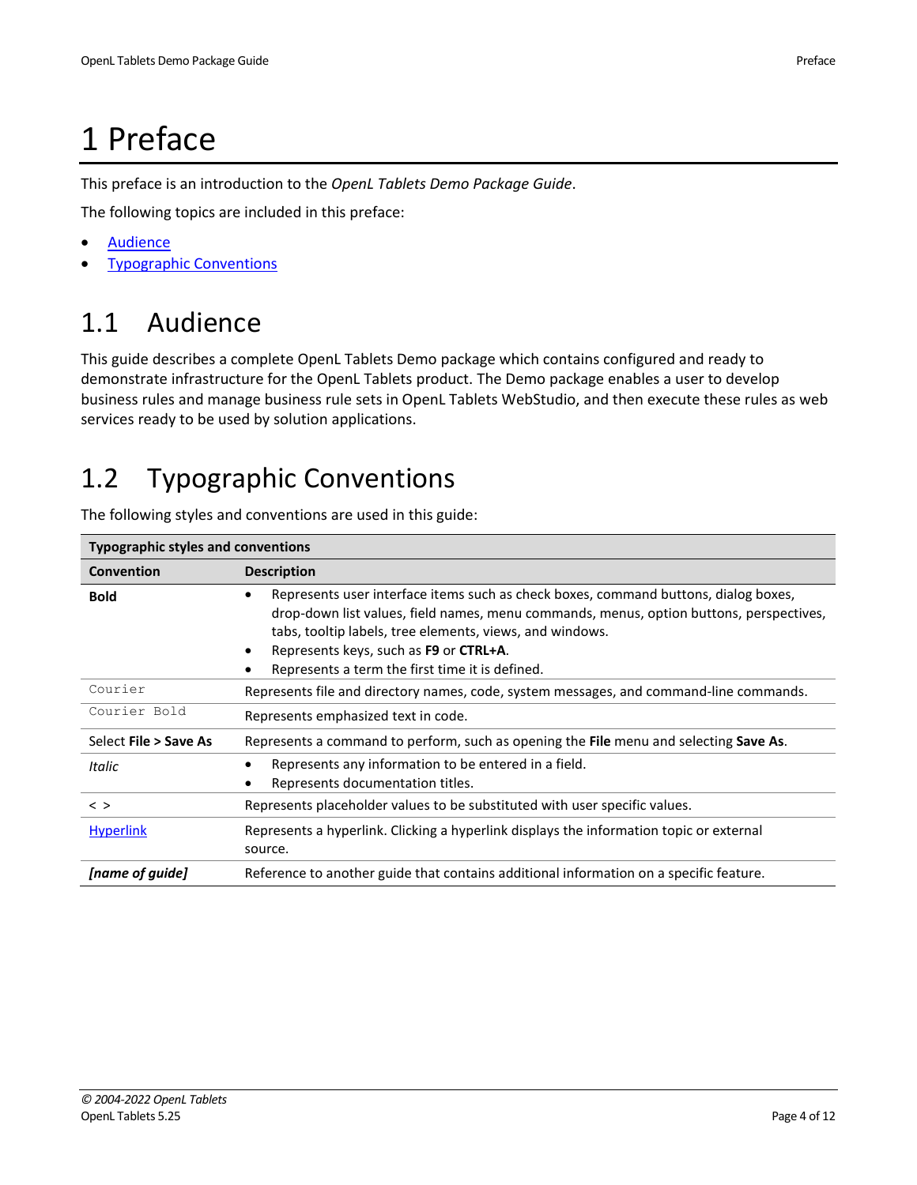# 1 Preface

This preface is an introduction to the *OpenL Tablets Demo Package Guide*.

The following topics are included in this preface:

- Audience
- Typographic Conventions

## 1.1 Audience

This guide describes a complete OpenL Tablets Demo package which contains configured and ready to demonstrate infrastructure for the OpenL Tablets product. The Demo package enables a user to develop business rules and manage business rule sets in OpenL Tablets WebStudio, and then execute these rules as web services ready to be used by solution applications.

## 1.2 Typographic Conventions

The following styles and conventions are used in this guide:

| Typographic styles and conventions | |
|---|---|
| **Convention** | **Description** |
| **Bold** | • Represents user interface items such as check boxes, command buttons, dialog boxes, drop-down list values, field names, menu commands, menus, option buttons, perspectives, tabs, tooltip labels, tree elements, views, and windows.<br>• Represents keys, such as **F9** or **CTRL+A**.<br>• Represents a term the first time it is defined. |
| `Courier` | Represents file and directory names, code, system messages, and command-line commands. |
| **`Courier Bold`** | Represents emphasized text in code. |
| Select **File > Save As** | Represents a command to perform, such as opening the **File** menu and selecting **Save As**. |
| *Italic* | • Represents any information to be entered in a field.<br>• Represents documentation titles. |
| < > | Represents placeholder values to be substituted with user specific values. |
| Hyperlink | Represents a hyperlink. Clicking a hyperlink displays the information topic or external source. |
| ***[name of guide]*** | Reference to another guide that contains additional information on a specific feature. |

*© 2004-2022 OpenL Tablets*
OpenL Tablets 5.25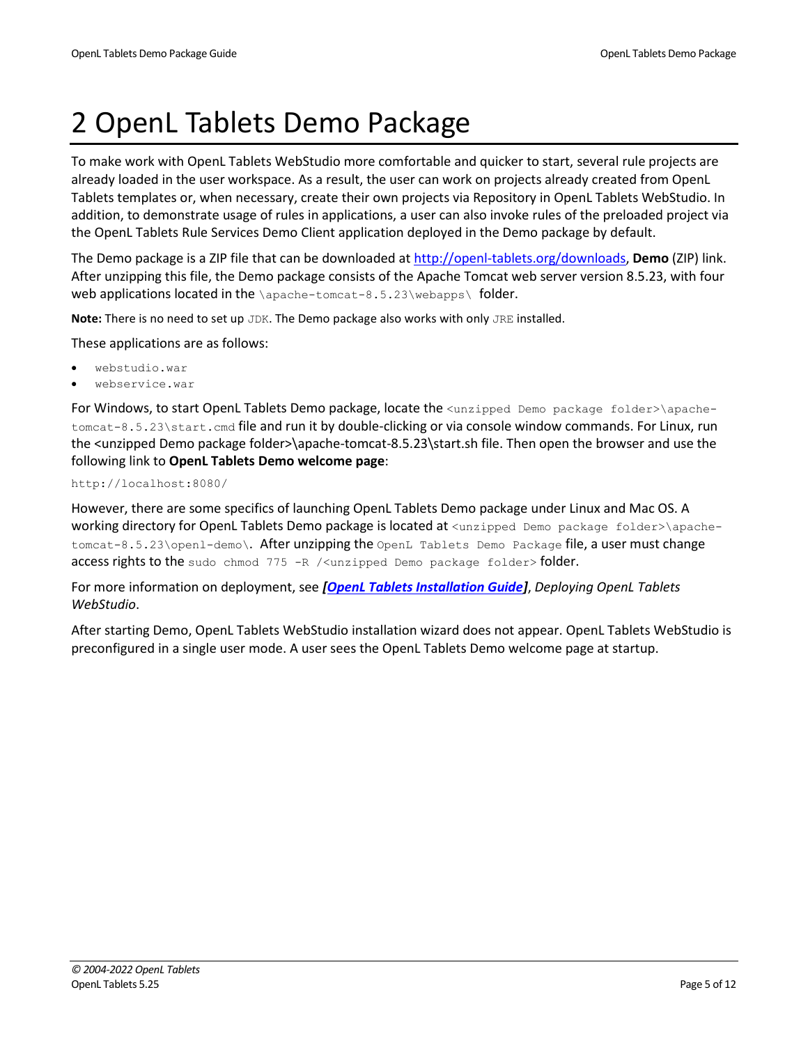# 2 OpenL Tablets Demo Package

To make work with OpenL Tablets WebStudio more comfortable and quicker to start, several rule projects are already loaded in the user workspace. As a result, the user can work on projects already created from OpenL Tablets templates or, when necessary, create their own projects via Repository in OpenL Tablets WebStudio. In addition, to demonstrate usage of rules in applications, a user can also invoke rules of the preloaded project via the OpenL Tablets Rule Services Demo Client application deployed in the Demo package by default.

The Demo package is a ZIP file that can be downloaded at http://openl-tablets.org/downloads, **Demo** (ZIP) link. After unzipping this file, the Demo package consists of the Apache Tomcat web server version 8.5.23, with four web applications located in the `\apache-tomcat-8.5.23\webapps\` folder.

**Note:** There is no need to set up `JDK`. The Demo package also works with only `JRE` installed.

These applications are as follows:

- `webstudio.war`
- `webservice.war`

For Windows, to start OpenL Tablets Demo package, locate the `<unzipped Demo package folder>\apache-tomcat-8.5.23\start.cmd` file and run it by double-clicking or via console window commands. For Linux, run the <unzipped Demo package folder>\apache-tomcat-8.5.23\start.sh file. Then open the browser and use the following link to **OpenL Tablets Demo welcome page**:

```
http://localhost:8080/
```

However, there are some specifics of launching OpenL Tablets Demo package under Linux and Mac OS. A working directory for OpenL Tablets Demo package is located at `<unzipped Demo package folder>\apache-tomcat-8.5.23\openl-demo\`. After unzipping the `OpenL Tablets Demo Package` file, a user must change access rights to the `sudo chmod 775 -R /<unzipped Demo package folder>` folder.

For more information on deployment, see ***[OpenL Tablets Installation Guide]***, *Deploying OpenL Tablets WebStudio*.

After starting Demo, OpenL Tablets WebStudio installation wizard does not appear. OpenL Tablets WebStudio is preconfigured in a single user mode. A user sees the OpenL Tablets Demo welcome page at startup.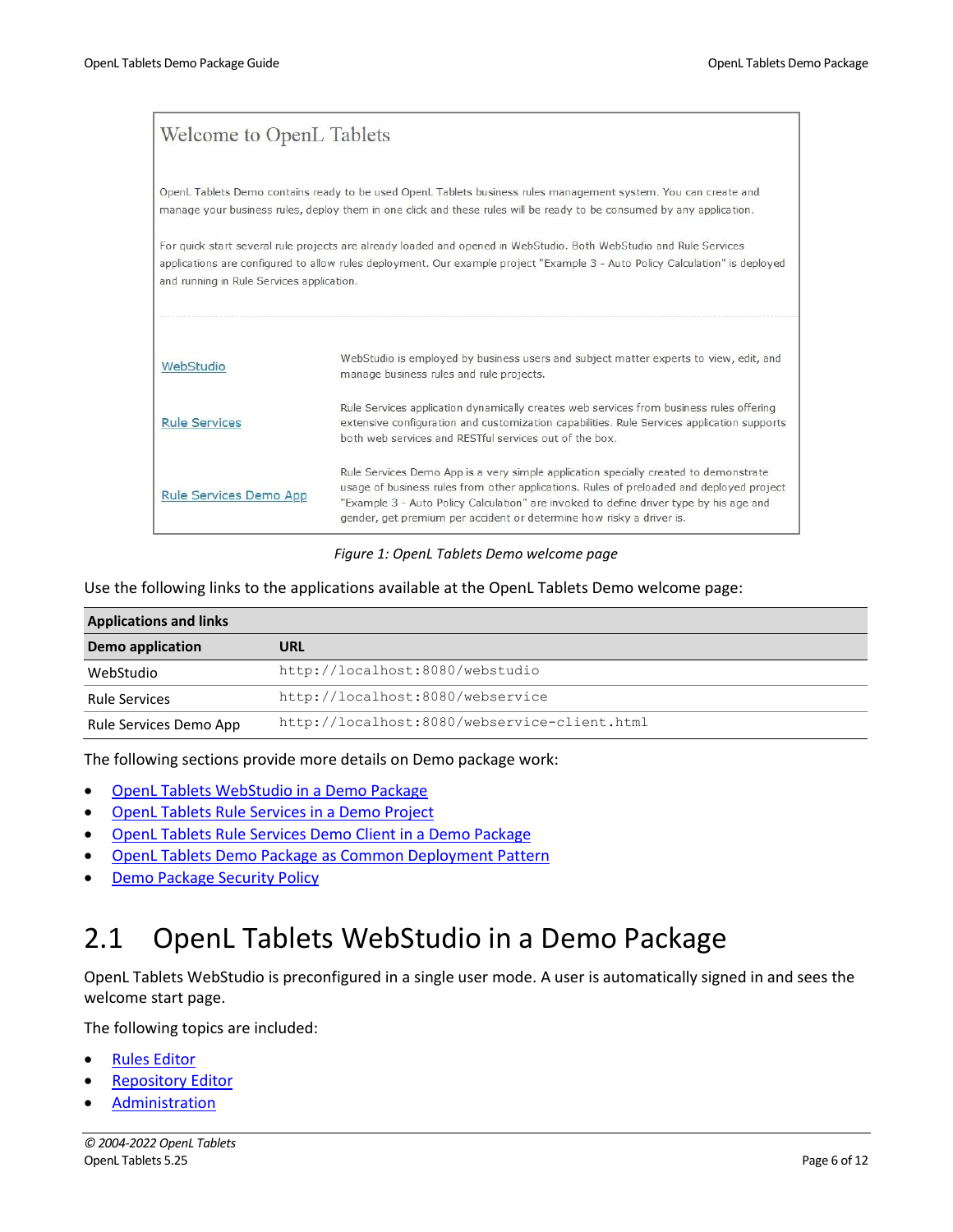Welcome to OpenL Tablets

OpenL Tablets Demo contains ready to be used OpenL Tablets business rules management system. You can create and manage your business rules, deploy them in one click and these rules will be ready to be consumed by any application.

For quick start several rule projects are already loaded and opened in WebStudio. Both WebStudio and Rule Services applications are configured to allow rules deployment. Our example project "Example 3 - Auto Policy Calculation" is deployed and running in Rule Services application.

| | |
|---|---|
| WebStudio | WebStudio is employed by business users and subject matter experts to view, edit, and manage business rules and rule projects. |
| Rule Services | Rule Services application dynamically creates web services from business rules offering extensive configuration and customization capabilities. Rule Services application supports both web services and RESTful services out of the box. |
| Rule Services Demo App | Rule Services Demo App is a very simple application specially created to demonstrate usage of business rules from other applications. Rules of preloaded and deployed project "Example 3 - Auto Policy Calculation" are invoked to define driver type by his age and gender, get premium per accident or determine how risky a driver is. |

*Figure 1: OpenL Tablets Demo welcome page*

Use the following links to the applications available at the OpenL Tablets Demo welcome page:

| Applications and links | |
|---|---|
| **Demo application** | **URL** |
| WebStudio | `http://localhost:8080/webstudio` |
| Rule Services | `http://localhost:8080/webservice` |
| Rule Services Demo App | `http://localhost:8080/webservice-client.html` |

The following sections provide more details on Demo package work:

- OpenL Tablets WebStudio in a Demo Package
- OpenL Tablets Rule Services in a Demo Project
- OpenL Tablets Rule Services Demo Client in a Demo Package
- OpenL Tablets Demo Package as Common Deployment Pattern
- Demo Package Security Policy

## 2.1 OpenL Tablets WebStudio in a Demo Package

OpenL Tablets WebStudio is preconfigured in a single user mode. A user is automatically signed in and sees the welcome start page.

The following topics are included:

- Rules Editor
- Repository Editor
- Administration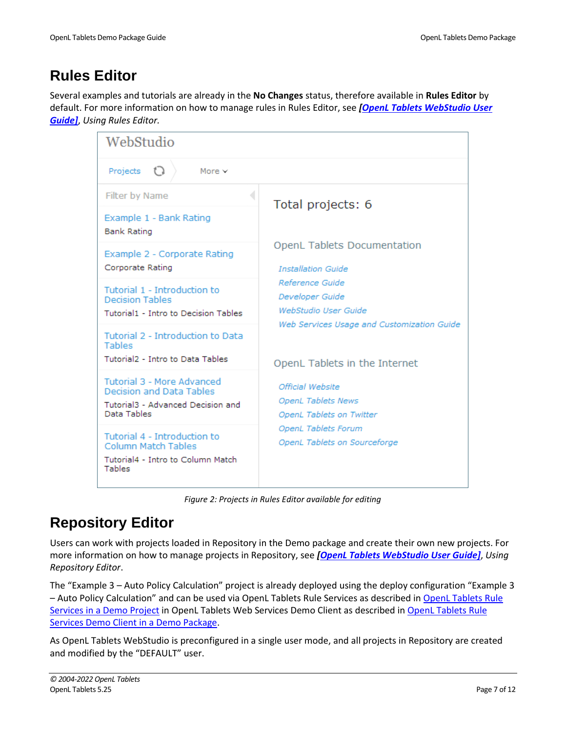# Rules Editor

Several examples and tutorials are already in the **No Changes** status, therefore available in **Rules Editor** by default. For more information on how to manage rules in Rules Editor, see ***[OpenL Tablets WebStudio User Guide]***, *Using Rules Editor.*

*Figure 2: Projects in Rules Editor available for editing*

# Repository Editor

Users can work with projects loaded in Repository in the Demo package and create their own new projects. For more information on how to manage projects in Repository, see ***[OpenL Tablets WebStudio User Guide]***, *Using Repository Editor*.

The "Example 3 – Auto Policy Calculation" project is already deployed using the deploy configuration "Example 3 – Auto Policy Calculation" and can be used via OpenL Tablets Rule Services as described in OpenL Tablets Rule Services in a Demo Project in OpenL Tablets Web Services Demo Client as described in OpenL Tablets Rule Services Demo Client in a Demo Package.

As OpenL Tablets WebStudio is preconfigured in a single user mode, and all projects in Repository are created and modified by the "DEFAULT" user.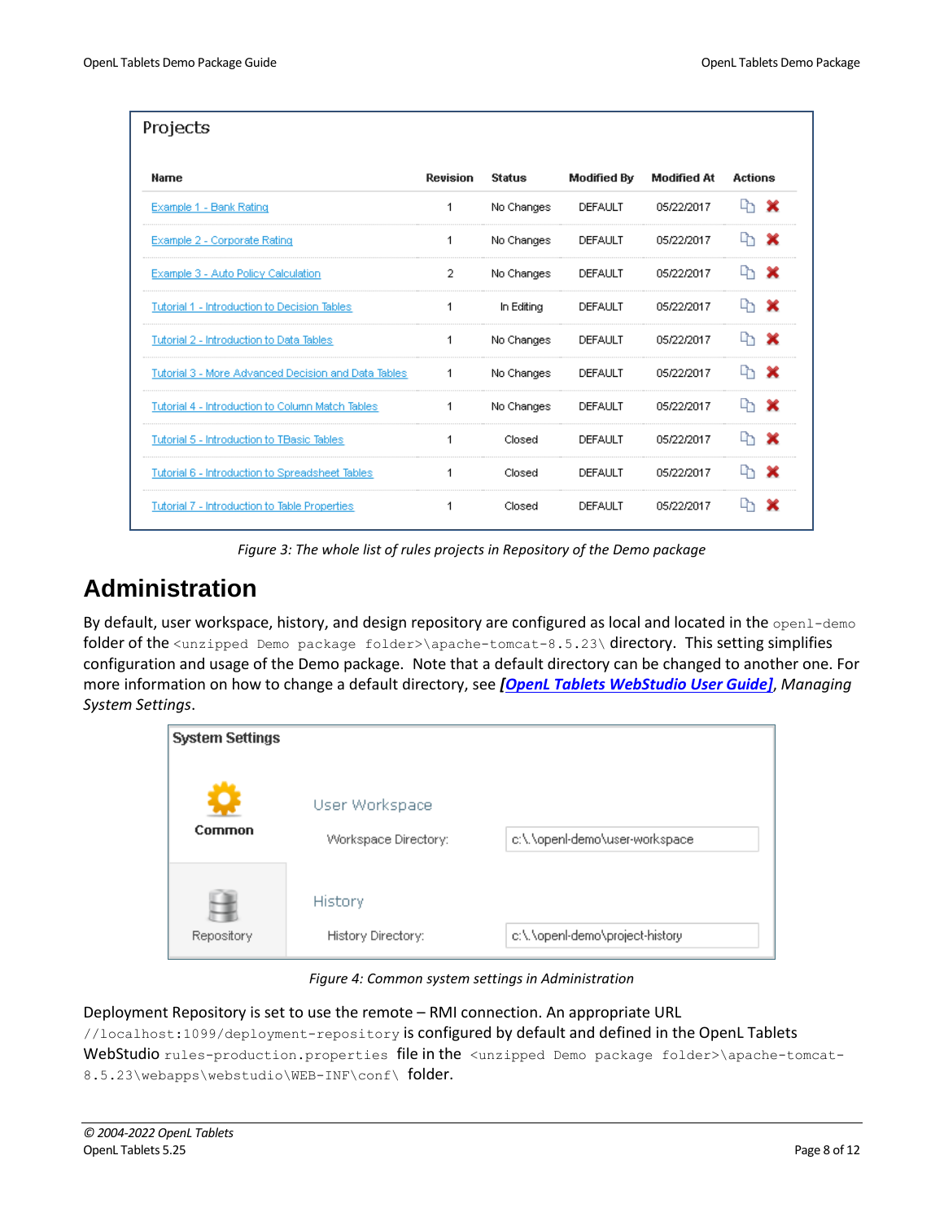| Name | Revision | Status | Modified By | Modified At | Actions |
|---|---|---|---|---|---|
| Example 1 - Bank Rating | 1 | No Changes | DEFAULT | 05/22/2017 | |
| Example 2 - Corporate Rating | 1 | No Changes | DEFAULT | 05/22/2017 | |
| Example 3 - Auto Policy Calculation | 2 | No Changes | DEFAULT | 05/22/2017 | |
| Tutorial 1 - Introduction to Decision Tables | 1 | In Editing | DEFAULT | 05/22/2017 | |
| Tutorial 2 - Introduction to Data Tables | 1 | No Changes | DEFAULT | 05/22/2017 | |
| Tutorial 3 - More Advanced Decision and Data Tables | 1 | No Changes | DEFAULT | 05/22/2017 | |
| Tutorial 4 - Introduction to Column Match Tables | 1 | No Changes | DEFAULT | 05/22/2017 | |
| Tutorial 5 - Introduction to TBasic Tables | 1 | Closed | DEFAULT | 05/22/2017 | |
| Tutorial 6 - Introduction to Spreadsheet Tables | 1 | Closed | DEFAULT | 05/22/2017 | |
| Tutorial 7 - Introduction to Table Properties | 1 | Closed | DEFAULT | 05/22/2017 | |

*Figure 3: The whole list of rules projects in Repository of the Demo package*

# Administration

By default, user workspace, history, and design repository are configured as local and located in the `openl-demo` folder of the `<unzipped Demo package folder>\apache-tomcat-8.5.23\` directory. This setting simplifies configuration and usage of the Demo package. Note that a default directory can be changed to another one. For more information on how to change a default directory, see ***[OpenL Tablets WebStudio User Guide]***, *Managing System Settings*.

System Settings

Common | Repository

User Workspace
Workspace Directory: c:\.\openl-demo\user-workspace

History
History Directory: c:\.\openl-demo\project-history

*Figure 4: Common system settings in Administration*

Deployment Repository is set to use the remote – RMI connection. An appropriate URL `//localhost:1099/deployment-repository` is configured by default and defined in the OpenL Tablets WebStudio `rules-production.properties` file in the `<unzipped Demo package folder>\apache-tomcat-8.5.23\webapps\webstudio\WEB-INF\conf\` folder.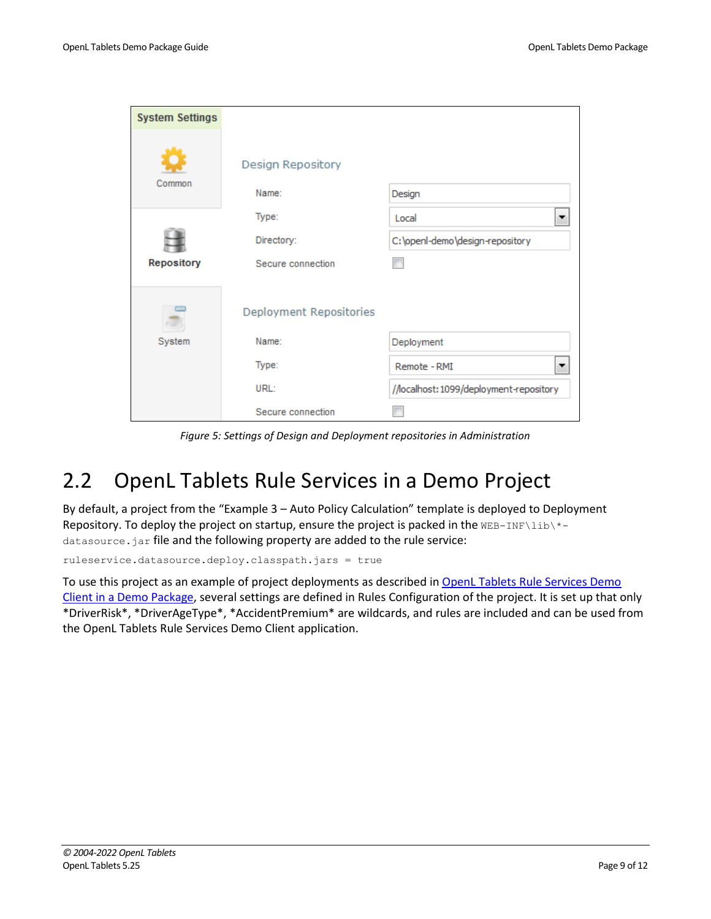*Figure 5: Settings of Design and Deployment repositories in Administration*

## 2.2 OpenL Tablets Rule Services in a Demo Project

By default, a project from the "Example 3 – Auto Policy Calculation" template is deployed to Deployment Repository. To deploy the project on startup, ensure the project is packed in the `WEB-INF\lib\*-datasource.jar` file and the following property are added to the rule service:

```
ruleservice.datasource.deploy.classpath.jars = true
```

To use this project as an example of project deployments as described in [OpenL Tablets Rule Services Demo Client in a Demo Package](), several settings are defined in Rules Configuration of the project. It is set up that only *DriverRisk*, *DriverAgeType*, *AccidentPremium* are wildcards, and rules are included and can be used from the OpenL Tablets Rule Services Demo Client application.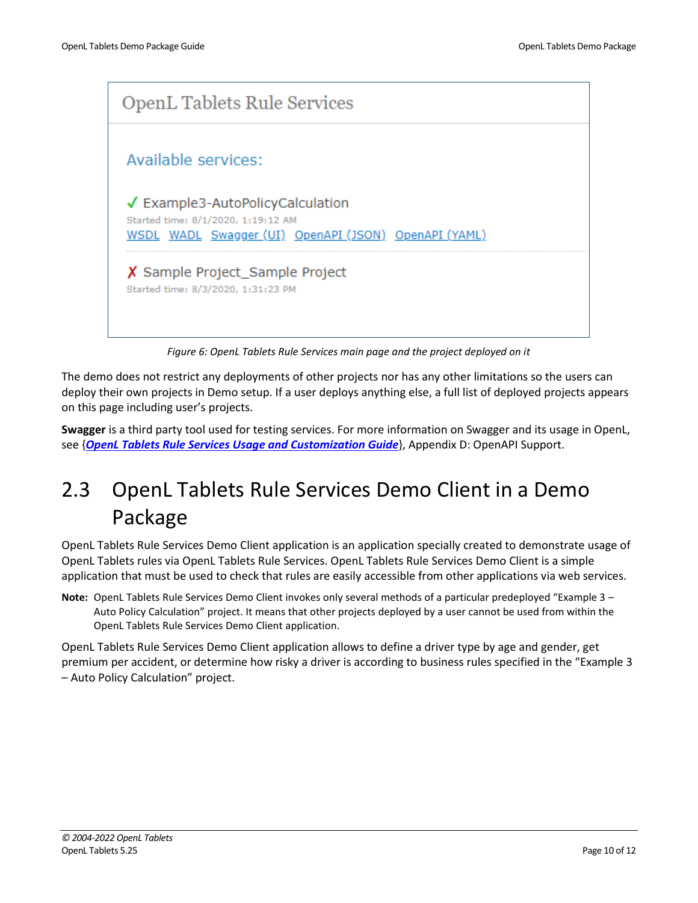Figure 6: OpenL Tablets Rule Services main page and the project deployed on it

The demo does not restrict any deployments of other projects nor has any other limitations so the users can deploy their own projects in Demo setup. If a user deploys anything else, a full list of deployed projects appears on this page including user's projects.

**Swagger** is a third party tool used for testing services. For more information on Swagger and its usage in OpenL, see {***OpenL Tablets Rule Services Usage and Customization Guide***}, Appendix D: OpenAPI Support.

## 2.3 OpenL Tablets Rule Services Demo Client in a Demo Package

OpenL Tablets Rule Services Demo Client application is an application specially created to demonstrate usage of OpenL Tablets rules via OpenL Tablets Rule Services. OpenL Tablets Rule Services Demo Client is a simple application that must be used to check that rules are easily accessible from other applications via web services.

**Note:** OpenL Tablets Rule Services Demo Client invokes only several methods of a particular predeployed "Example 3 – Auto Policy Calculation" project. It means that other projects deployed by a user cannot be used from within the OpenL Tablets Rule Services Demo Client application.

OpenL Tablets Rule Services Demo Client application allows to define a driver type by age and gender, get premium per accident, or determine how risky a driver is according to business rules specified in the "Example 3 – Auto Policy Calculation" project.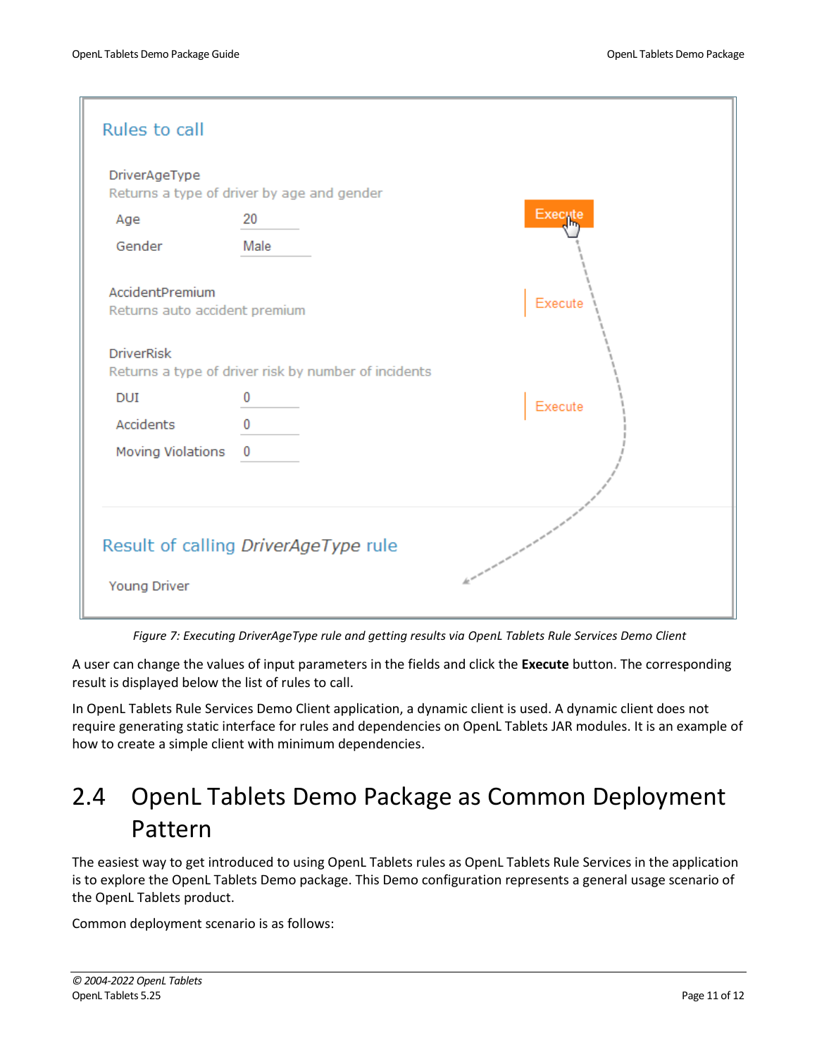Rules to call

DriverAgeType
Returns a type of driver by age and gender

Age 20
Gender Male

Execute

AccidentPremium
Returns auto accident premium

Execute

DriverRisk
Returns a type of driver risk by number of incidents

DUI 0
Accidents 0
Moving Violations 0

Execute

Result of calling *DriverAgeType* rule

Young Driver

*Figure 7: Executing DriverAgeType rule and getting results via OpenL Tablets Rule Services Demo Client*

A user can change the values of input parameters in the fields and click the **Execute** button. The corresponding result is displayed below the list of rules to call.

In OpenL Tablets Rule Services Demo Client application, a dynamic client is used. A dynamic client does not require generating static interface for rules and dependencies on OpenL Tablets JAR modules. It is an example of how to create a simple client with minimum dependencies.

## 2.4 OpenL Tablets Demo Package as Common Deployment Pattern

The easiest way to get introduced to using OpenL Tablets rules as OpenL Tablets Rule Services in the application is to explore the OpenL Tablets Demo package. This Demo configuration represents a general usage scenario of the OpenL Tablets product.

Common deployment scenario is as follows: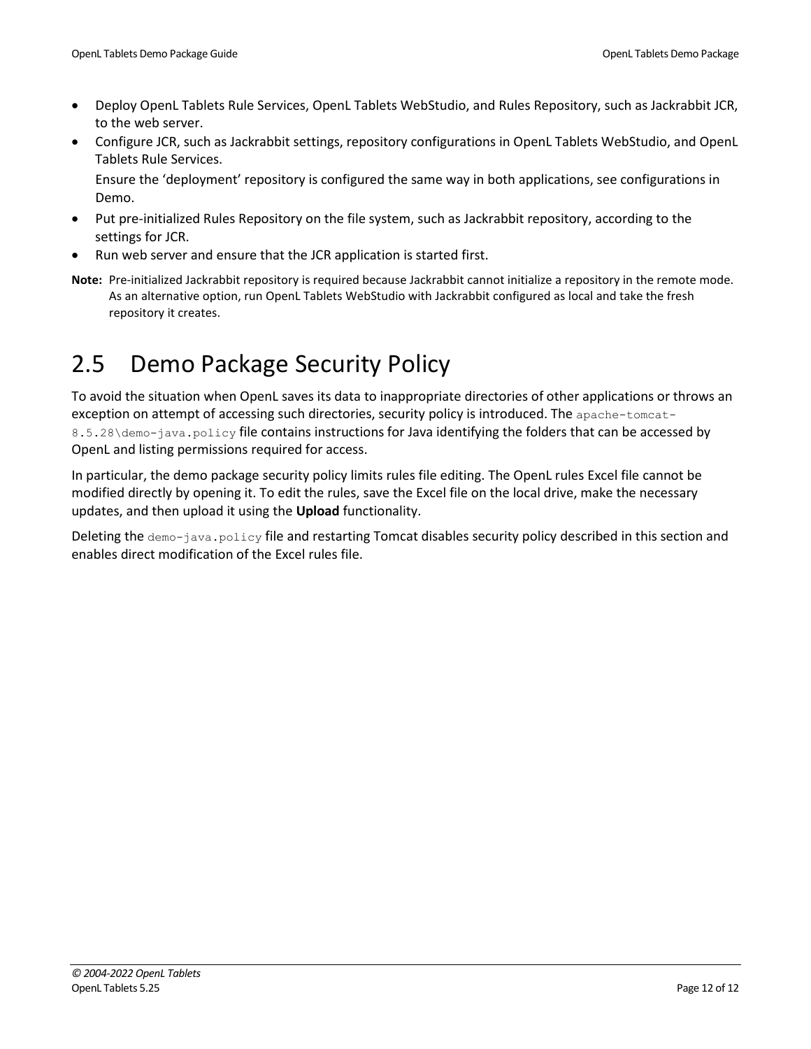- Deploy OpenL Tablets Rule Services, OpenL Tablets WebStudio, and Rules Repository, such as Jackrabbit JCR, to the web server.
- Configure JCR, such as Jackrabbit settings, repository configurations in OpenL Tablets WebStudio, and OpenL Tablets Rule Services.

  Ensure the 'deployment' repository is configured the same way in both applications, see configurations in Demo.
- Put pre-initialized Rules Repository on the file system, such as Jackrabbit repository, according to the settings for JCR.
- Run web server and ensure that the JCR application is started first.

**Note:** Pre-initialized Jackrabbit repository is required because Jackrabbit cannot initialize a repository in the remote mode. As an alternative option, run OpenL Tablets WebStudio with Jackrabbit configured as local and take the fresh repository it creates.

## 2.5 Demo Package Security Policy

To avoid the situation when OpenL saves its data to inappropriate directories of other applications or throws an exception on attempt of accessing such directories, security policy is introduced. The `apache-tomcat-8.5.28\demo-java.policy` file contains instructions for Java identifying the folders that can be accessed by OpenL and listing permissions required for access.

In particular, the demo package security policy limits rules file editing. The OpenL rules Excel file cannot be modified directly by opening it. To edit the rules, save the Excel file on the local drive, make the necessary updates, and then upload it using the **Upload** functionality.

Deleting the `demo-java.policy` file and restarting Tomcat disables security policy described in this section and enables direct modification of the Excel rules file.